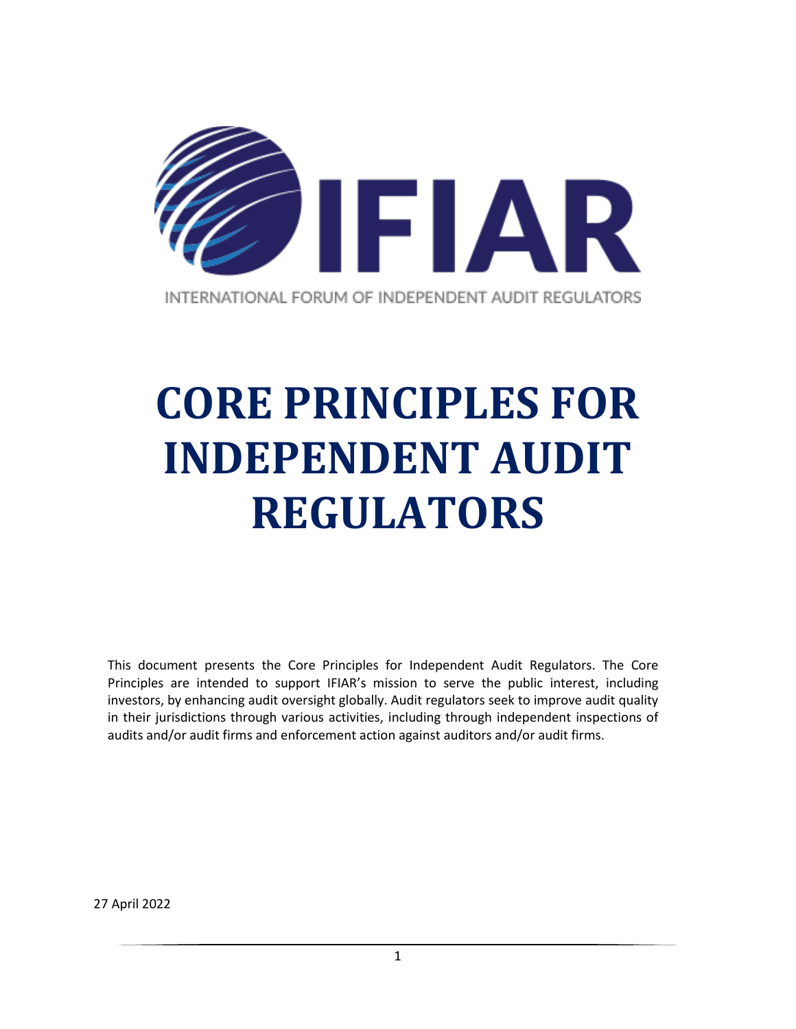IFIAR

INTERNATIONAL FORUM OF INDEPENDENT AUDIT REGULATORS

# CORE PRINCIPLES FOR INDEPENDENT AUDIT REGULATORS

This document presents the Core Principles for Independent Audit Regulators. The Core Principles are intended to support IFIAR's mission to serve the public interest, including investors, by enhancing audit oversight globally. Audit regulators seek to improve audit quality in their jurisdictions through various activities, including through independent inspections of audits and/or audit firms and enforcement action against auditors and/or audit firms.

27 April 2022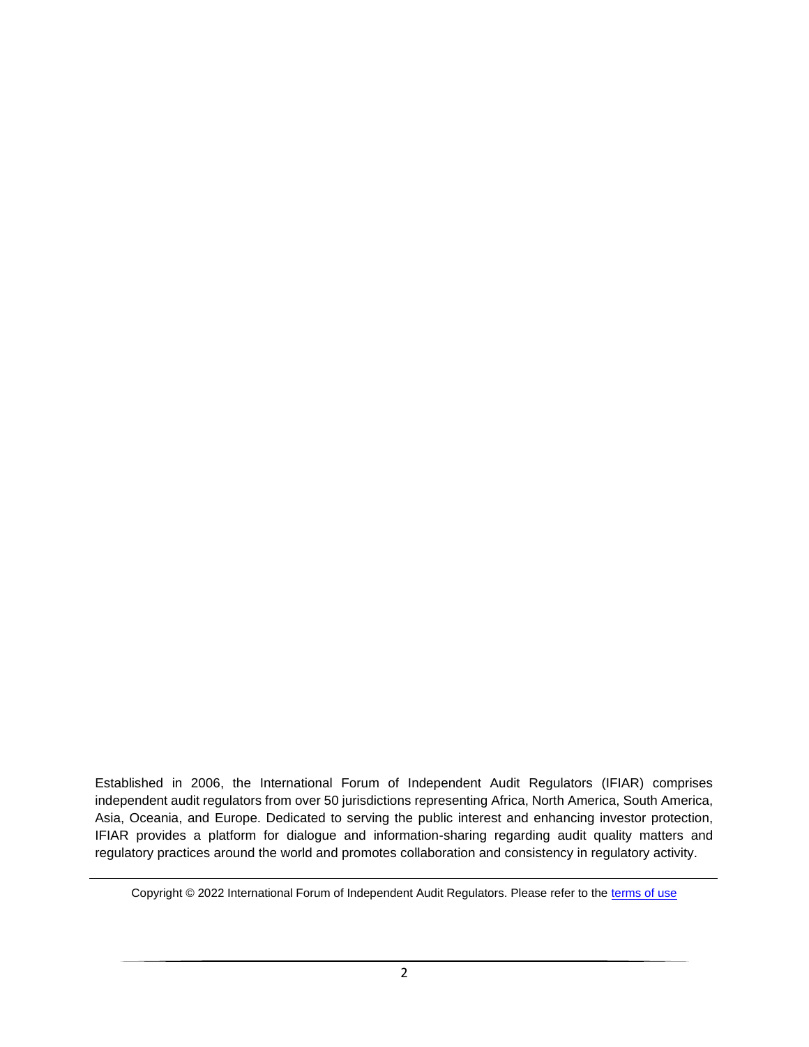Established in 2006, the International Forum of Independent Audit Regulators (IFIAR) comprises independent audit regulators from over 50 jurisdictions representing Africa, North America, South America, Asia, Oceania, and Europe. Dedicated to serving the public interest and enhancing investor protection, IFIAR provides a platform for dialogue and information-sharing regarding audit quality matters and regulatory practices around the world and promotes collaboration and consistency in regulatory activity.

---

Copyright © 2022 International Forum of Independent Audit Regulators. Please refer to the terms of use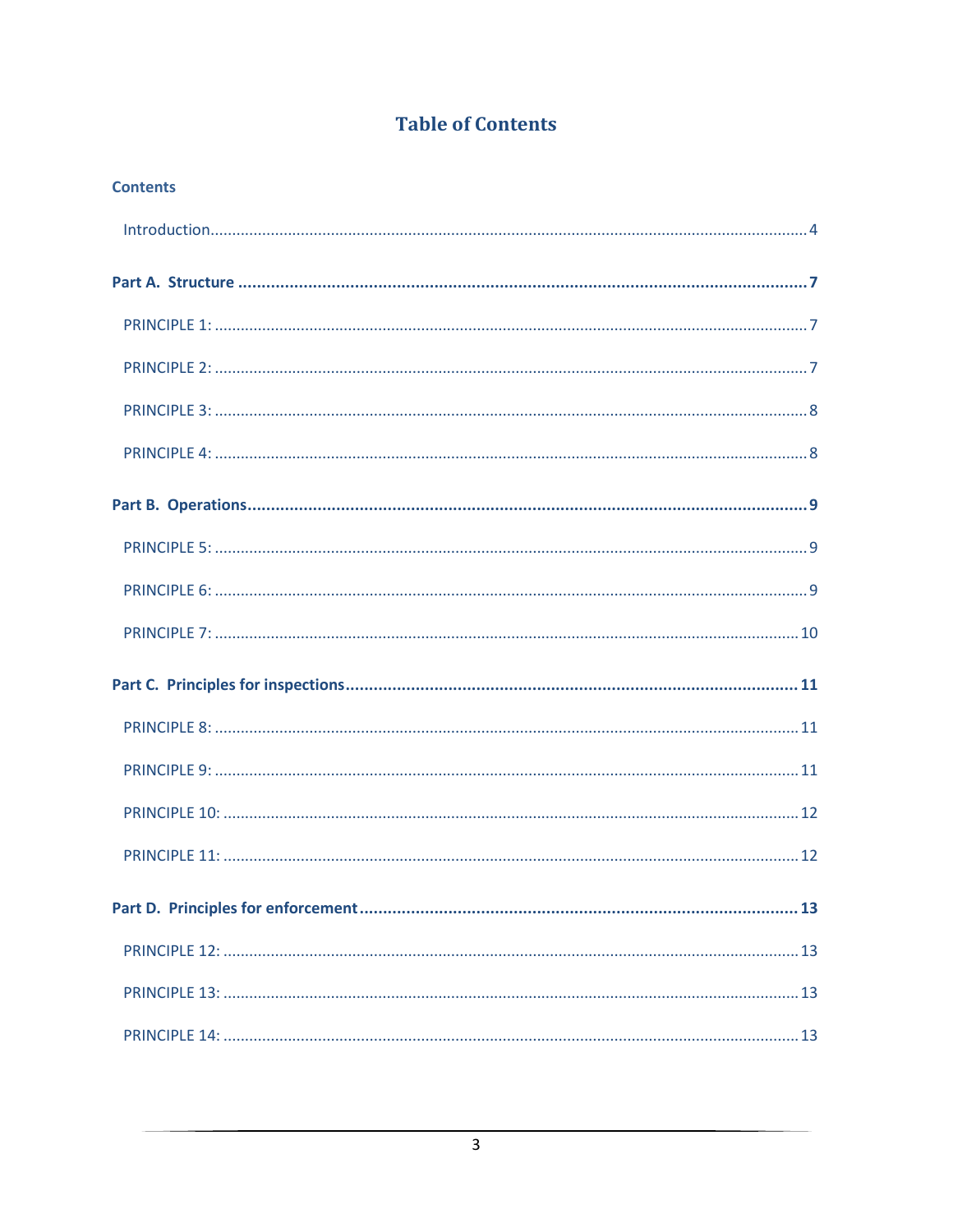# Table of Contents

**Contents**

Introduction.......................................................................4

**Part A. Structure .......................................................................7**

PRINCIPLE 1: .......................................................................7

PRINCIPLE 2: .......................................................................7

PRINCIPLE 3: .......................................................................8

PRINCIPLE 4: .......................................................................8

**Part B. Operations.......................................................................9**

PRINCIPLE 5: .......................................................................9

PRINCIPLE 6: .......................................................................9

PRINCIPLE 7: .......................................................................10

**Part C. Principles for inspections.......................................................................11**

PRINCIPLE 8: .......................................................................11

PRINCIPLE 9: .......................................................................11

PRINCIPLE 10: .......................................................................12

PRINCIPLE 11: .......................................................................12

**Part D. Principles for enforcement.......................................................................13**

PRINCIPLE 12: .......................................................................13

PRINCIPLE 13: .......................................................................13

PRINCIPLE 14: .......................................................................13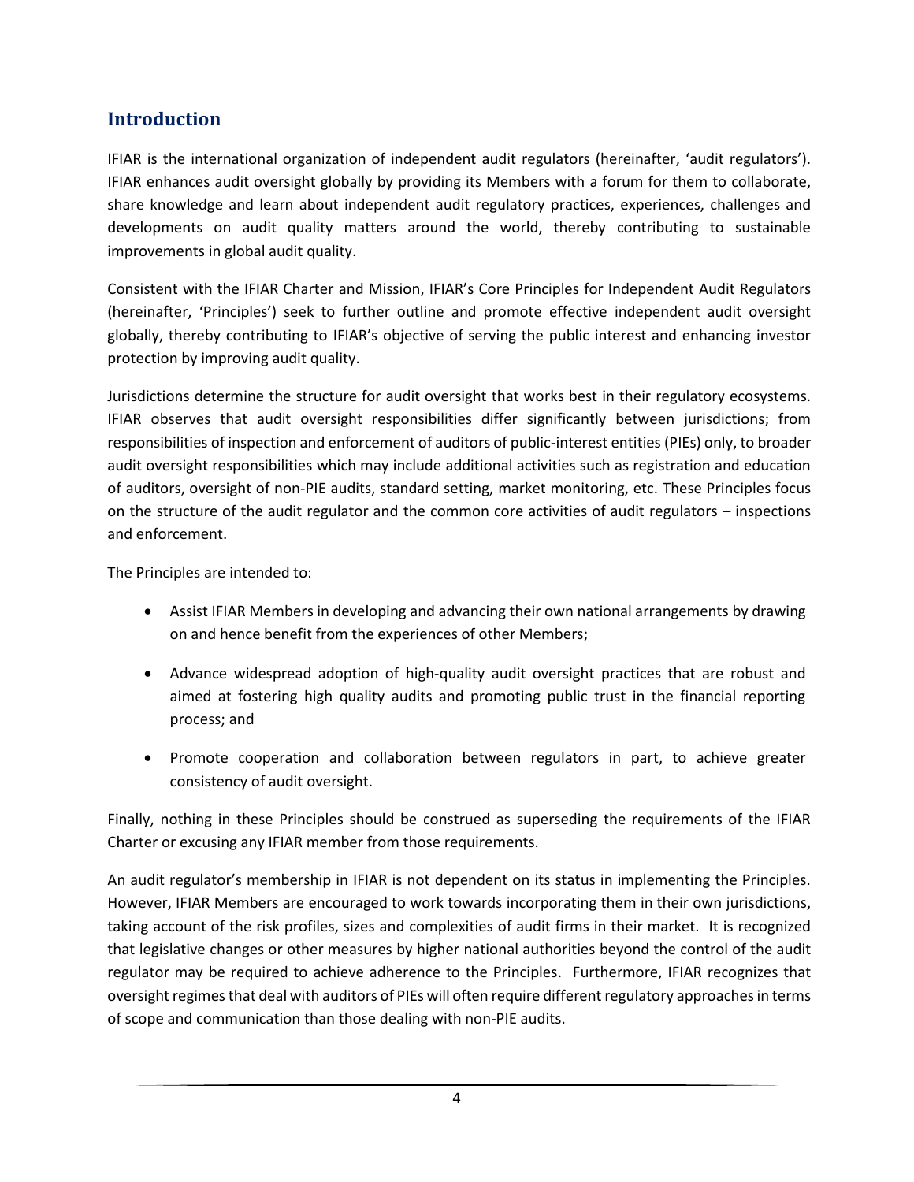## Introduction

IFIAR is the international organization of independent audit regulators (hereinafter, 'audit regulators'). IFIAR enhances audit oversight globally by providing its Members with a forum for them to collaborate, share knowledge and learn about independent audit regulatory practices, experiences, challenges and developments on audit quality matters around the world, thereby contributing to sustainable improvements in global audit quality.

Consistent with the IFIAR Charter and Mission, IFIAR's Core Principles for Independent Audit Regulators (hereinafter, 'Principles') seek to further outline and promote effective independent audit oversight globally, thereby contributing to IFIAR's objective of serving the public interest and enhancing investor protection by improving audit quality.

Jurisdictions determine the structure for audit oversight that works best in their regulatory ecosystems. IFIAR observes that audit oversight responsibilities differ significantly between jurisdictions; from responsibilities of inspection and enforcement of auditors of public-interest entities (PIEs) only, to broader audit oversight responsibilities which may include additional activities such as registration and education of auditors, oversight of non-PIE audits, standard setting, market monitoring, etc. These Principles focus on the structure of the audit regulator and the common core activities of audit regulators – inspections and enforcement.

The Principles are intended to:

- Assist IFIAR Members in developing and advancing their own national arrangements by drawing on and hence benefit from the experiences of other Members;
- Advance widespread adoption of high-quality audit oversight practices that are robust and aimed at fostering high quality audits and promoting public trust in the financial reporting process; and
- Promote cooperation and collaboration between regulators in part, to achieve greater consistency of audit oversight.

Finally, nothing in these Principles should be construed as superseding the requirements of the IFIAR Charter or excusing any IFIAR member from those requirements.

An audit regulator's membership in IFIAR is not dependent on its status in implementing the Principles. However, IFIAR Members are encouraged to work towards incorporating them in their own jurisdictions, taking account of the risk profiles, sizes and complexities of audit firms in their market. It is recognized that legislative changes or other measures by higher national authorities beyond the control of the audit regulator may be required to achieve adherence to the Principles. Furthermore, IFIAR recognizes that oversight regimes that deal with auditors of PIEs will often require different regulatory approaches in terms of scope and communication than those dealing with non-PIE audits.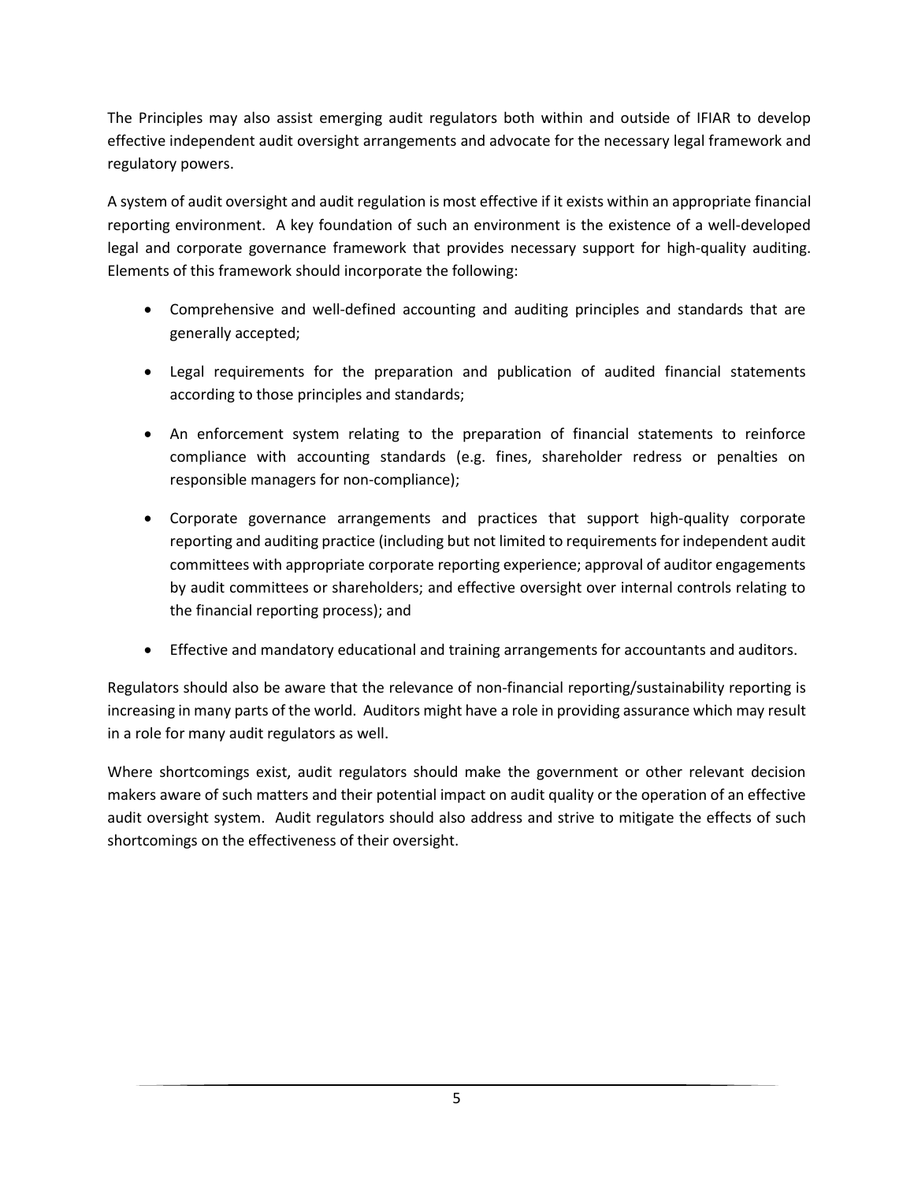The Principles may also assist emerging audit regulators both within and outside of IFIAR to develop effective independent audit oversight arrangements and advocate for the necessary legal framework and regulatory powers.

A system of audit oversight and audit regulation is most effective if it exists within an appropriate financial reporting environment. A key foundation of such an environment is the existence of a well-developed legal and corporate governance framework that provides necessary support for high-quality auditing. Elements of this framework should incorporate the following:

- Comprehensive and well-defined accounting and auditing principles and standards that are generally accepted;
- Legal requirements for the preparation and publication of audited financial statements according to those principles and standards;
- An enforcement system relating to the preparation of financial statements to reinforce compliance with accounting standards (e.g. fines, shareholder redress or penalties on responsible managers for non-compliance);
- Corporate governance arrangements and practices that support high-quality corporate reporting and auditing practice (including but not limited to requirements for independent audit committees with appropriate corporate reporting experience; approval of auditor engagements by audit committees or shareholders; and effective oversight over internal controls relating to the financial reporting process); and
- Effective and mandatory educational and training arrangements for accountants and auditors.

Regulators should also be aware that the relevance of non-financial reporting/sustainability reporting is increasing in many parts of the world. Auditors might have a role in providing assurance which may result in a role for many audit regulators as well.

Where shortcomings exist, audit regulators should make the government or other relevant decision makers aware of such matters and their potential impact on audit quality or the operation of an effective audit oversight system. Audit regulators should also address and strive to mitigate the effects of such shortcomings on the effectiveness of their oversight.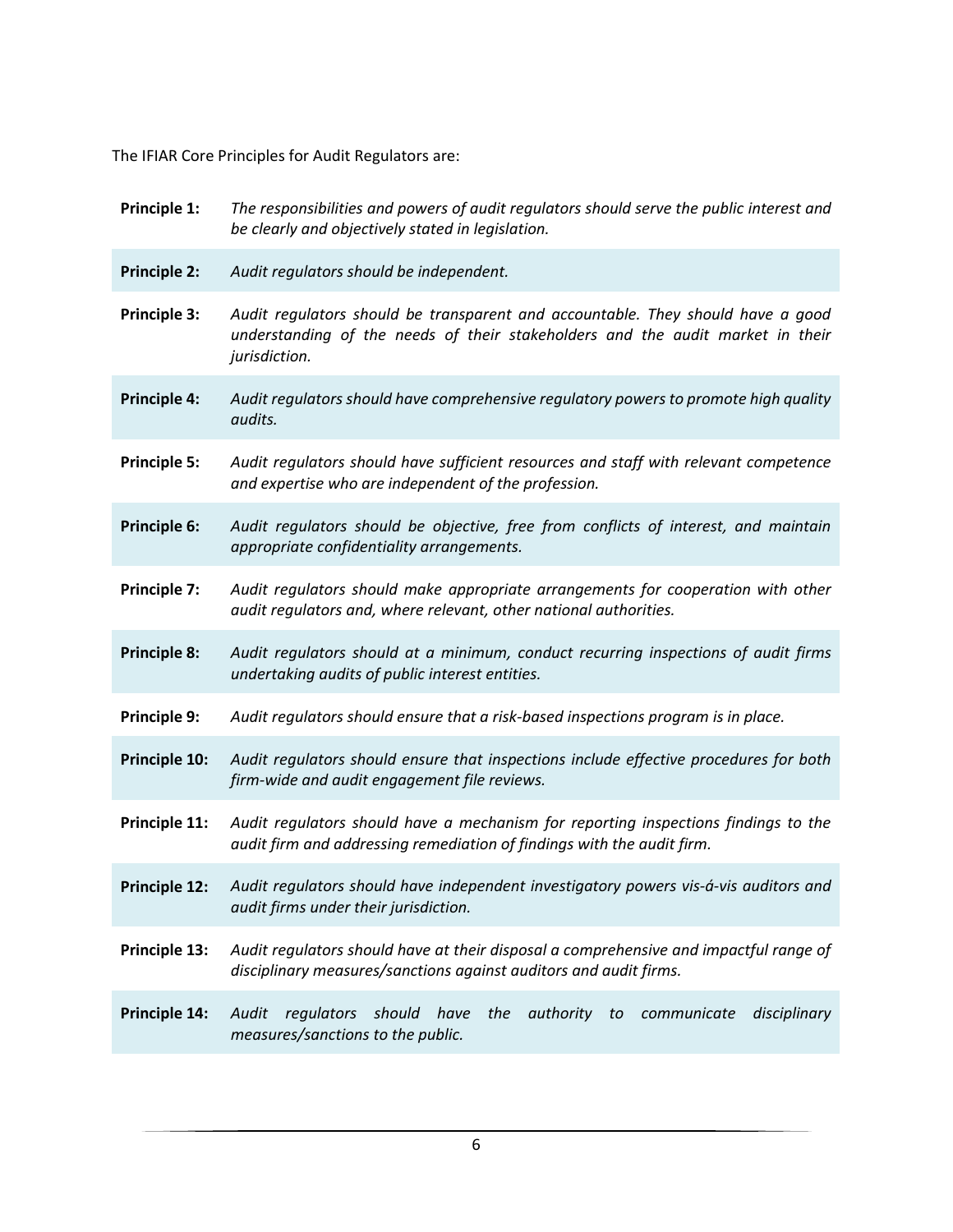The IFIAR Core Principles for Audit Regulators are:

| | |
|---|---|
| **Principle 1:** | *The responsibilities and powers of audit regulators should serve the public interest and be clearly and objectively stated in legislation.* |
| **Principle 2:** | *Audit regulators should be independent.* |
| **Principle 3:** | *Audit regulators should be transparent and accountable. They should have a good understanding of the needs of their stakeholders and the audit market in their jurisdiction.* |
| **Principle 4:** | *Audit regulators should have comprehensive regulatory powers to promote high quality audits.* |
| **Principle 5:** | *Audit regulators should have sufficient resources and staff with relevant competence and expertise who are independent of the profession.* |
| **Principle 6:** | *Audit regulators should be objective, free from conflicts of interest, and maintain appropriate confidentiality arrangements.* |
| **Principle 7:** | *Audit regulators should make appropriate arrangements for cooperation with other audit regulators and, where relevant, other national authorities.* |
| **Principle 8:** | *Audit regulators should at a minimum, conduct recurring inspections of audit firms undertaking audits of public interest entities.* |
| **Principle 9:** | *Audit regulators should ensure that a risk-based inspections program is in place.* |
| **Principle 10:** | *Audit regulators should ensure that inspections include effective procedures for both firm-wide and audit engagement file reviews.* |
| **Principle 11:** | *Audit regulators should have a mechanism for reporting inspections findings to the audit firm and addressing remediation of findings with the audit firm.* |
| **Principle 12:** | *Audit regulators should have independent investigatory powers vis-á-vis auditors and audit firms under their jurisdiction.* |
| **Principle 13:** | *Audit regulators should have at their disposal a comprehensive and impactful range of disciplinary measures/sanctions against auditors and audit firms.* |
| **Principle 14:** | *Audit regulators should have the authority to communicate disciplinary measures/sanctions to the public.* |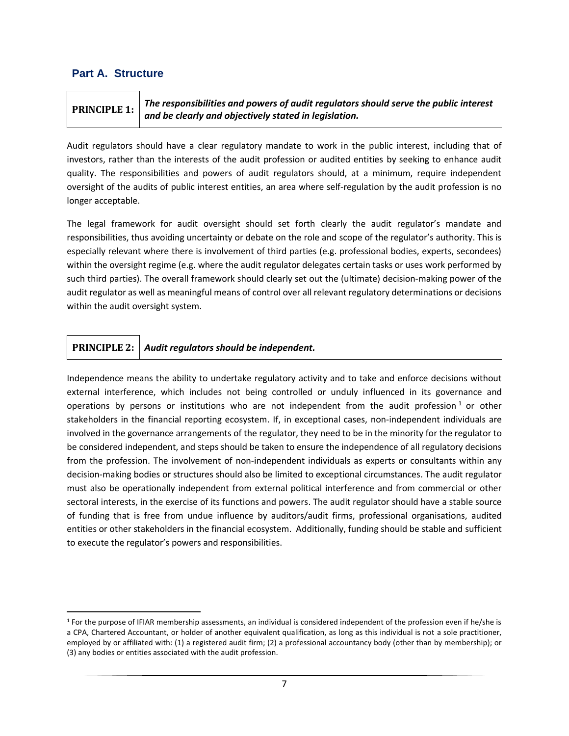## Part A. Structure

**PRINCIPLE 1:** ***The responsibilities and powers of audit regulators should serve the public interest and be clearly and objectively stated in legislation.***

Audit regulators should have a clear regulatory mandate to work in the public interest, including that of investors, rather than the interests of the audit profession or audited entities by seeking to enhance audit quality. The responsibilities and powers of audit regulators should, at a minimum, require independent oversight of the audits of public interest entities, an area where self-regulation by the audit profession is no longer acceptable.

The legal framework for audit oversight should set forth clearly the audit regulator's mandate and responsibilities, thus avoiding uncertainty or debate on the role and scope of the regulator's authority. This is especially relevant where there is involvement of third parties (e.g. professional bodies, experts, secondees) within the oversight regime (e.g. where the audit regulator delegates certain tasks or uses work performed by such third parties). The overall framework should clearly set out the (ultimate) decision-making power of the audit regulator as well as meaningful means of control over all relevant regulatory determinations or decisions within the audit oversight system.

**PRINCIPLE 2:** ***Audit regulators should be independent.***

Independence means the ability to undertake regulatory activity and to take and enforce decisions without external interference, which includes not being controlled or unduly influenced in its governance and operations by persons or institutions who are not independent from the audit profession[1] or other stakeholders in the financial reporting ecosystem. If, in exceptional cases, non-independent individuals are involved in the governance arrangements of the regulator, they need to be in the minority for the regulator to be considered independent, and steps should be taken to ensure the independence of all regulatory decisions from the profession. The involvement of non-independent individuals as experts or consultants within any decision-making bodies or structures should also be limited to exceptional circumstances. The audit regulator must also be operationally independent from external political interference and from commercial or other sectoral interests, in the exercise of its functions and powers. The audit regulator should have a stable source of funding that is free from undue influence by auditors/audit firms, professional organisations, audited entities or other stakeholders in the financial ecosystem. Additionally, funding should be stable and sufficient to execute the regulator's powers and responsibilities.

---

[1] For the purpose of IFIAR membership assessments, an individual is considered independent of the profession even if he/she is a CPA, Chartered Accountant, or holder of another equivalent qualification, as long as this individual is not a sole practitioner, employed by or affiliated with: (1) a registered audit firm; (2) a professional accountancy body (other than by membership); or (3) any bodies or entities associated with the audit profession.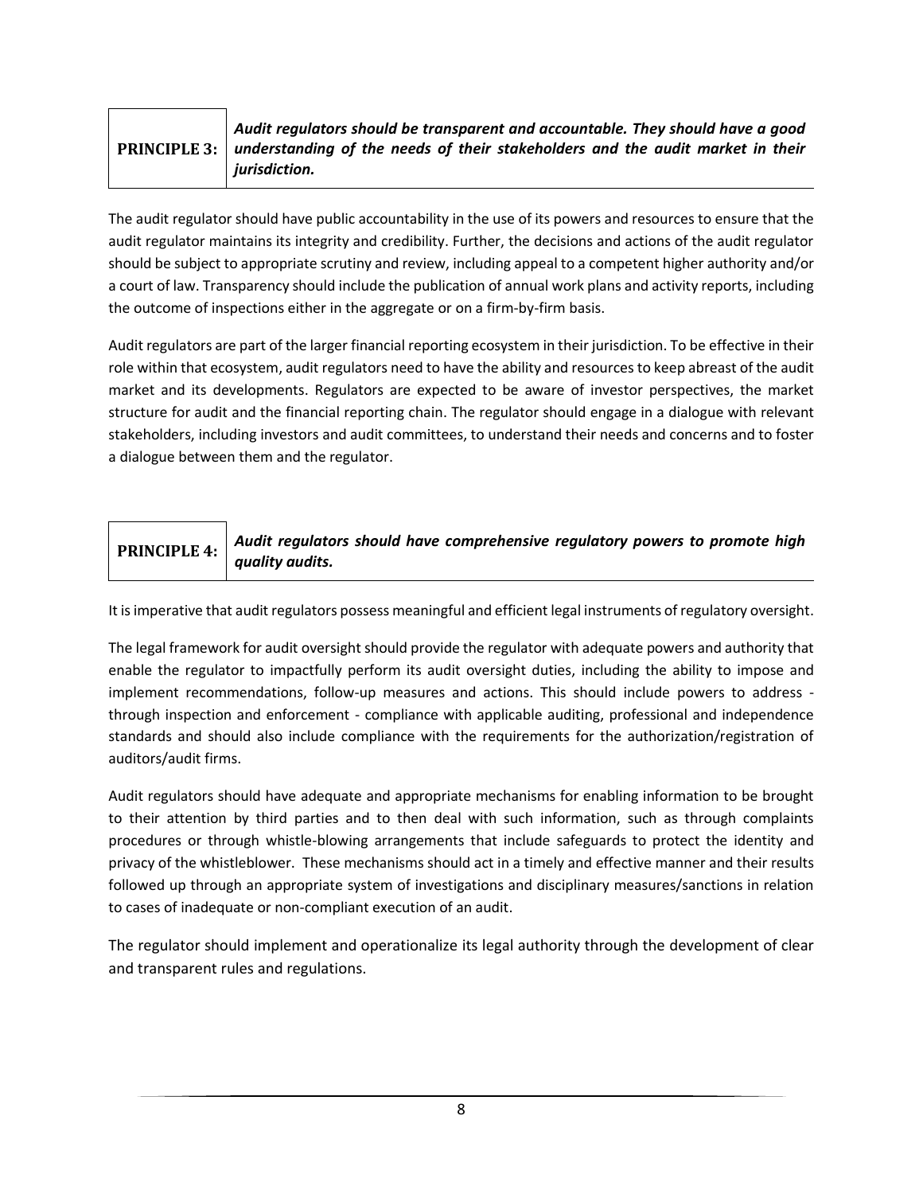| **PRINCIPLE 3:** | ***Audit regulators should be transparent and accountable. They should have a good understanding of the needs of their stakeholders and the audit market in their jurisdiction.*** |
|---|---|

The audit regulator should have public accountability in the use of its powers and resources to ensure that the audit regulator maintains its integrity and credibility. Further, the decisions and actions of the audit regulator should be subject to appropriate scrutiny and review, including appeal to a competent higher authority and/or a court of law. Transparency should include the publication of annual work plans and activity reports, including the outcome of inspections either in the aggregate or on a firm-by-firm basis.

Audit regulators are part of the larger financial reporting ecosystem in their jurisdiction. To be effective in their role within that ecosystem, audit regulators need to have the ability and resources to keep abreast of the audit market and its developments. Regulators are expected to be aware of investor perspectives, the market structure for audit and the financial reporting chain. The regulator should engage in a dialogue with relevant stakeholders, including investors and audit committees, to understand their needs and concerns and to foster a dialogue between them and the regulator.

| **PRINCIPLE 4:** | ***Audit regulators should have comprehensive regulatory powers to promote high quality audits.*** |
|---|---|

It is imperative that audit regulators possess meaningful and efficient legal instruments of regulatory oversight.

The legal framework for audit oversight should provide the regulator with adequate powers and authority that enable the regulator to impactfully perform its audit oversight duties, including the ability to impose and implement recommendations, follow-up measures and actions. This should include powers to address - through inspection and enforcement - compliance with applicable auditing, professional and independence standards and should also include compliance with the requirements for the authorization/registration of auditors/audit firms.

Audit regulators should have adequate and appropriate mechanisms for enabling information to be brought to their attention by third parties and to then deal with such information, such as through complaints procedures or through whistle-blowing arrangements that include safeguards to protect the identity and privacy of the whistleblower. These mechanisms should act in a timely and effective manner and their results followed up through an appropriate system of investigations and disciplinary measures/sanctions in relation to cases of inadequate or non-compliant execution of an audit.

The regulator should implement and operationalize its legal authority through the development of clear and transparent rules and regulations.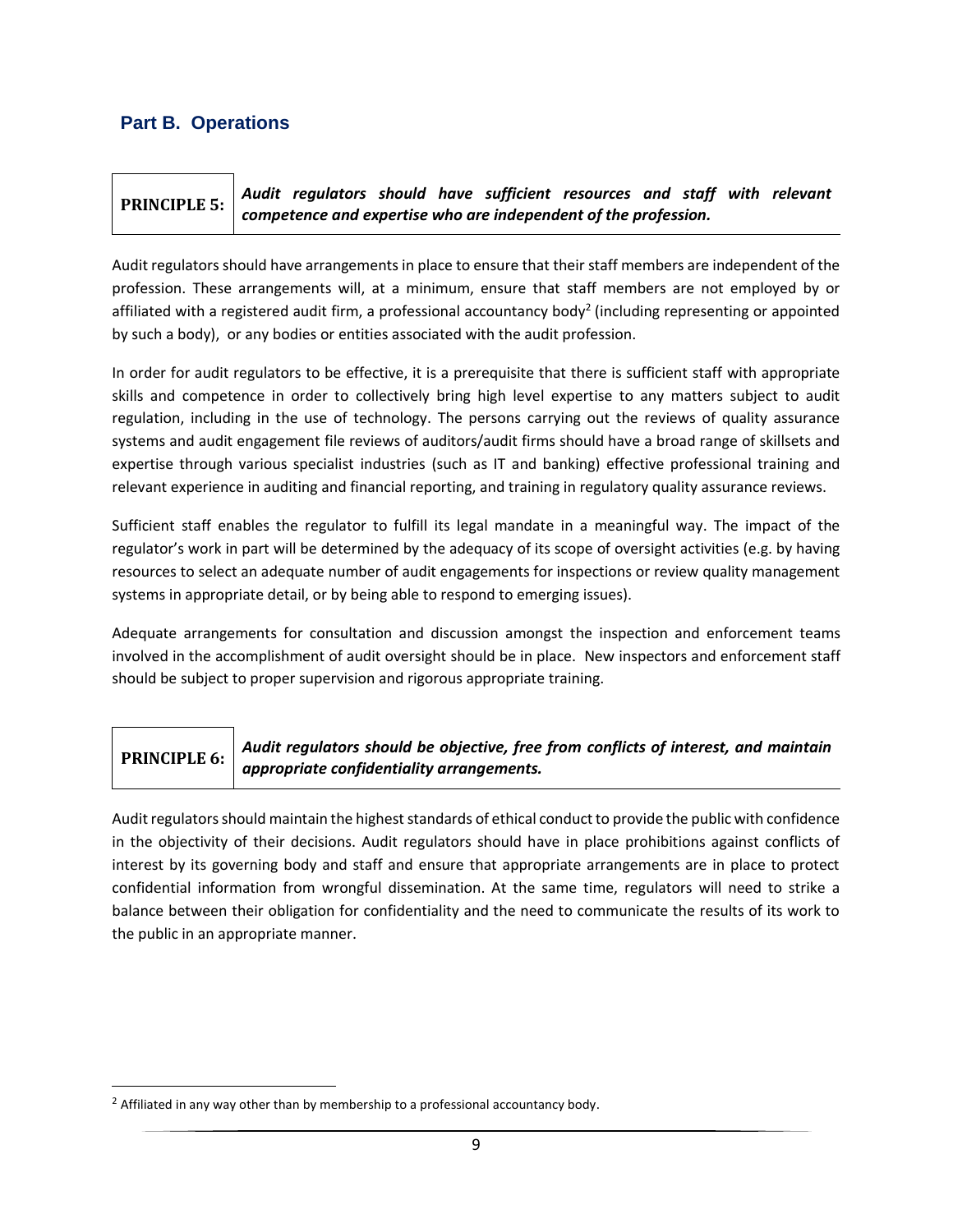## Part B. Operations

| **PRINCIPLE 5:** | ***Audit regulators should have sufficient resources and staff with relevant competence and expertise who are independent of the profession.*** |
|---|---|

Audit regulators should have arrangements in place to ensure that their staff members are independent of the profession. These arrangements will, at a minimum, ensure that staff members are not employed by or affiliated with a registered audit firm, a professional accountancy body[2] (including representing or appointed by such a body), or any bodies or entities associated with the audit profession.

In order for audit regulators to be effective, it is a prerequisite that there is sufficient staff with appropriate skills and competence in order to collectively bring high level expertise to any matters subject to audit regulation, including in the use of technology. The persons carrying out the reviews of quality assurance systems and audit engagement file reviews of auditors/audit firms should have a broad range of skillsets and expertise through various specialist industries (such as IT and banking) effective professional training and relevant experience in auditing and financial reporting, and training in regulatory quality assurance reviews.

Sufficient staff enables the regulator to fulfill its legal mandate in a meaningful way. The impact of the regulator's work in part will be determined by the adequacy of its scope of oversight activities (e.g. by having resources to select an adequate number of audit engagements for inspections or review quality management systems in appropriate detail, or by being able to respond to emerging issues).

Adequate arrangements for consultation and discussion amongst the inspection and enforcement teams involved in the accomplishment of audit oversight should be in place. New inspectors and enforcement staff should be subject to proper supervision and rigorous appropriate training.

| **PRINCIPLE 6:** | ***Audit regulators should be objective, free from conflicts of interest, and maintain appropriate confidentiality arrangements.*** |
|---|---|

Audit regulators should maintain the highest standards of ethical conduct to provide the public with confidence in the objectivity of their decisions. Audit regulators should have in place prohibitions against conflicts of interest by its governing body and staff and ensure that appropriate arrangements are in place to protect confidential information from wrongful dissemination. At the same time, regulators will need to strike a balance between their obligation for confidentiality and the need to communicate the results of its work to the public in an appropriate manner.

[2] Affiliated in any way other than by membership to a professional accountancy body.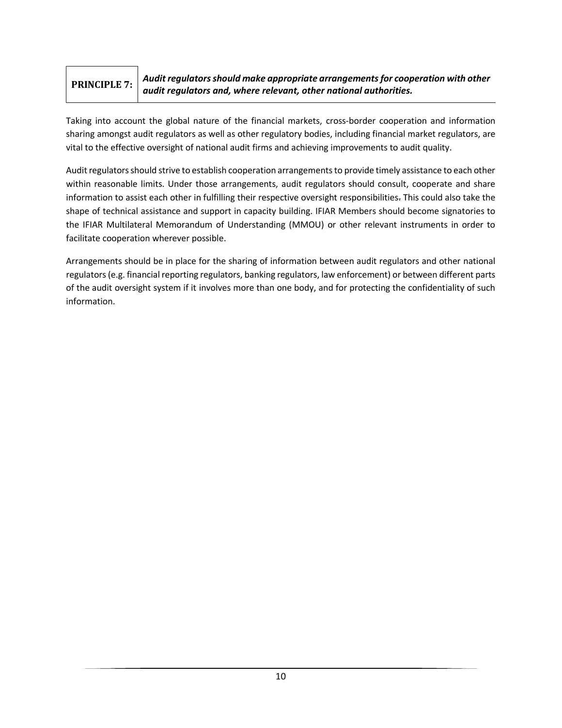**PRINCIPLE 7:** ***Audit regulators should make appropriate arrangements for cooperation with other audit regulators and, where relevant, other national authorities.***

Taking into account the global nature of the financial markets, cross-border cooperation and information sharing amongst audit regulators as well as other regulatory bodies, including financial market regulators, are vital to the effective oversight of national audit firms and achieving improvements to audit quality.

Audit regulators should strive to establish cooperation arrangements to provide timely assistance to each other within reasonable limits. Under those arrangements, audit regulators should consult, cooperate and share information to assist each other in fulfilling their respective oversight responsibilities. This could also take the shape of technical assistance and support in capacity building. IFIAR Members should become signatories to the IFIAR Multilateral Memorandum of Understanding (MMOU) or other relevant instruments in order to facilitate cooperation wherever possible.

Arrangements should be in place for the sharing of information between audit regulators and other national regulators (e.g. financial reporting regulators, banking regulators, law enforcement) or between different parts of the audit oversight system if it involves more than one body, and for protecting the confidentiality of such information.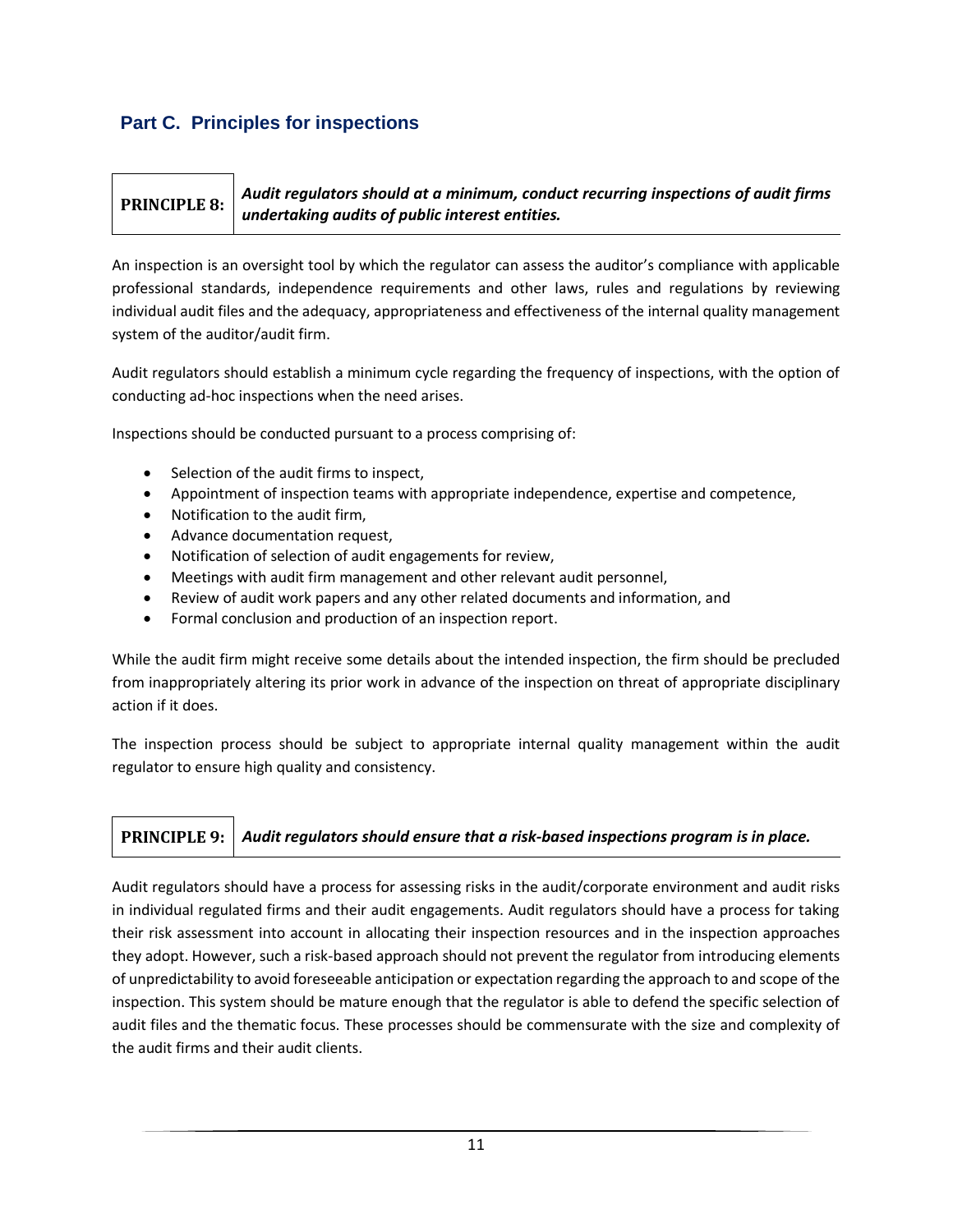## Part C. Principles for inspections

| **PRINCIPLE 8:** | ***Audit regulators should at a minimum, conduct recurring inspections of audit firms undertaking audits of public interest entities.*** |
| --- | --- |

An inspection is an oversight tool by which the regulator can assess the auditor's compliance with applicable professional standards, independence requirements and other laws, rules and regulations by reviewing individual audit files and the adequacy, appropriateness and effectiveness of the internal quality management system of the auditor/audit firm.

Audit regulators should establish a minimum cycle regarding the frequency of inspections, with the option of conducting ad-hoc inspections when the need arises.

Inspections should be conducted pursuant to a process comprising of:

- Selection of the audit firms to inspect,
- Appointment of inspection teams with appropriate independence, expertise and competence,
- Notification to the audit firm,
- Advance documentation request,
- Notification of selection of audit engagements for review,
- Meetings with audit firm management and other relevant audit personnel,
- Review of audit work papers and any other related documents and information, and
- Formal conclusion and production of an inspection report.

While the audit firm might receive some details about the intended inspection, the firm should be precluded from inappropriately altering its prior work in advance of the inspection on threat of appropriate disciplinary action if it does.

The inspection process should be subject to appropriate internal quality management within the audit regulator to ensure high quality and consistency.

| **PRINCIPLE 9:** | ***Audit regulators should ensure that a risk-based inspections program is in place.*** |
| --- | --- |

Audit regulators should have a process for assessing risks in the audit/corporate environment and audit risks in individual regulated firms and their audit engagements. Audit regulators should have a process for taking their risk assessment into account in allocating their inspection resources and in the inspection approaches they adopt. However, such a risk-based approach should not prevent the regulator from introducing elements of unpredictability to avoid foreseeable anticipation or expectation regarding the approach to and scope of the inspection. This system should be mature enough that the regulator is able to defend the specific selection of audit files and the thematic focus. These processes should be commensurate with the size and complexity of the audit firms and their audit clients.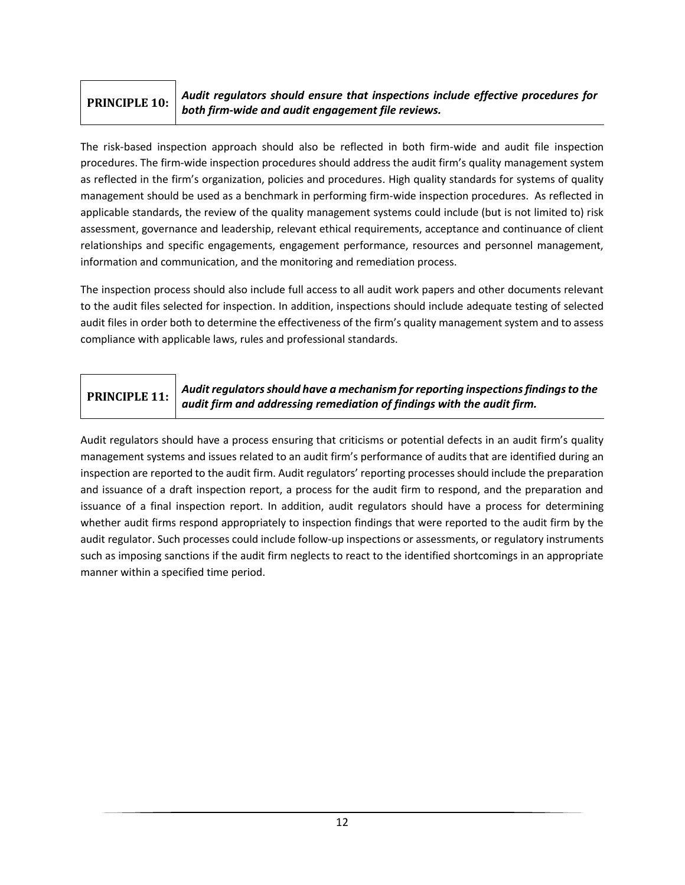### PRINCIPLE 10: *Audit regulators should ensure that inspections include effective procedures for both firm-wide and audit engagement file reviews.*

The risk-based inspection approach should also be reflected in both firm-wide and audit file inspection procedures. The firm-wide inspection procedures should address the audit firm's quality management system as reflected in the firm's organization, policies and procedures. High quality standards for systems of quality management should be used as a benchmark in performing firm-wide inspection procedures. As reflected in applicable standards, the review of the quality management systems could include (but is not limited to) risk assessment, governance and leadership, relevant ethical requirements, acceptance and continuance of client relationships and specific engagements, engagement performance, resources and personnel management, information and communication, and the monitoring and remediation process.

The inspection process should also include full access to all audit work papers and other documents relevant to the audit files selected for inspection. In addition, inspections should include adequate testing of selected audit files in order both to determine the effectiveness of the firm's quality management system and to assess compliance with applicable laws, rules and professional standards.

### PRINCIPLE 11: *Audit regulators should have a mechanism for reporting inspections findings to the audit firm and addressing remediation of findings with the audit firm.*

Audit regulators should have a process ensuring that criticisms or potential defects in an audit firm's quality management systems and issues related to an audit firm's performance of audits that are identified during an inspection are reported to the audit firm. Audit regulators' reporting processes should include the preparation and issuance of a draft inspection report, a process for the audit firm to respond, and the preparation and issuance of a final inspection report. In addition, audit regulators should have a process for determining whether audit firms respond appropriately to inspection findings that were reported to the audit firm by the audit regulator. Such processes could include follow-up inspections or assessments, or regulatory instruments such as imposing sanctions if the audit firm neglects to react to the identified shortcomings in an appropriate manner within a specified time period.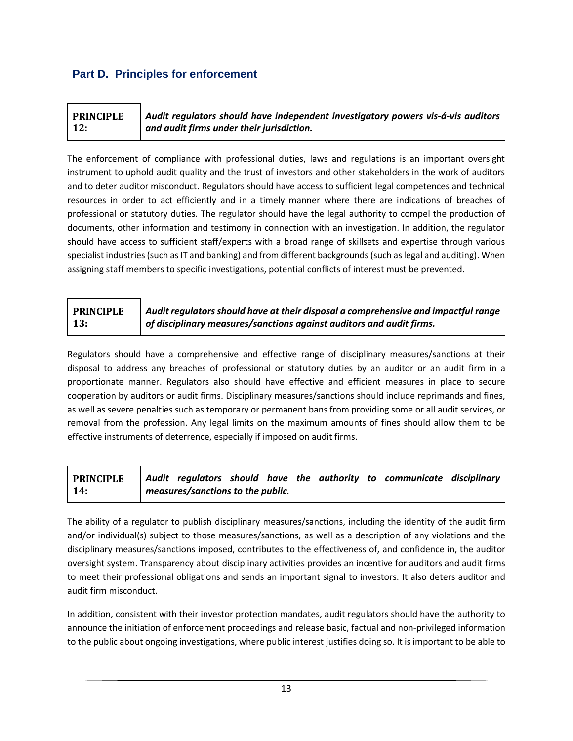## Part D. Principles for enforcement

| PRINCIPLE 12: | *Audit regulators should have independent investigatory powers vis-á-vis auditors and audit firms under their jurisdiction.* |
|---|---|

The enforcement of compliance with professional duties, laws and regulations is an important oversight instrument to uphold audit quality and the trust of investors and other stakeholders in the work of auditors and to deter auditor misconduct. Regulators should have access to sufficient legal competences and technical resources in order to act efficiently and in a timely manner where there are indications of breaches of professional or statutory duties. The regulator should have the legal authority to compel the production of documents, other information and testimony in connection with an investigation. In addition, the regulator should have access to sufficient staff/experts with a broad range of skillsets and expertise through various specialist industries (such as IT and banking) and from different backgrounds (such as legal and auditing). When assigning staff members to specific investigations, potential conflicts of interest must be prevented.

| PRINCIPLE 13: | *Audit regulators should have at their disposal a comprehensive and impactful range of disciplinary measures/sanctions against auditors and audit firms.* |
|---|---|

Regulators should have a comprehensive and effective range of disciplinary measures/sanctions at their disposal to address any breaches of professional or statutory duties by an auditor or an audit firm in a proportionate manner. Regulators also should have effective and efficient measures in place to secure cooperation by auditors or audit firms. Disciplinary measures/sanctions should include reprimands and fines, as well as severe penalties such as temporary or permanent bans from providing some or all audit services, or removal from the profession. Any legal limits on the maximum amounts of fines should allow them to be effective instruments of deterrence, especially if imposed on audit firms.

| PRINCIPLE 14: | *Audit regulators should have the authority to communicate disciplinary measures/sanctions to the public.* |
|---|---|

The ability of a regulator to publish disciplinary measures/sanctions, including the identity of the audit firm and/or individual(s) subject to those measures/sanctions, as well as a description of any violations and the disciplinary measures/sanctions imposed, contributes to the effectiveness of, and confidence in, the auditor oversight system. Transparency about disciplinary activities provides an incentive for auditors and audit firms to meet their professional obligations and sends an important signal to investors. It also deters auditor and audit firm misconduct.

In addition, consistent with their investor protection mandates, audit regulators should have the authority to announce the initiation of enforcement proceedings and release basic, factual and non-privileged information to the public about ongoing investigations, where public interest justifies doing so. It is important to be able to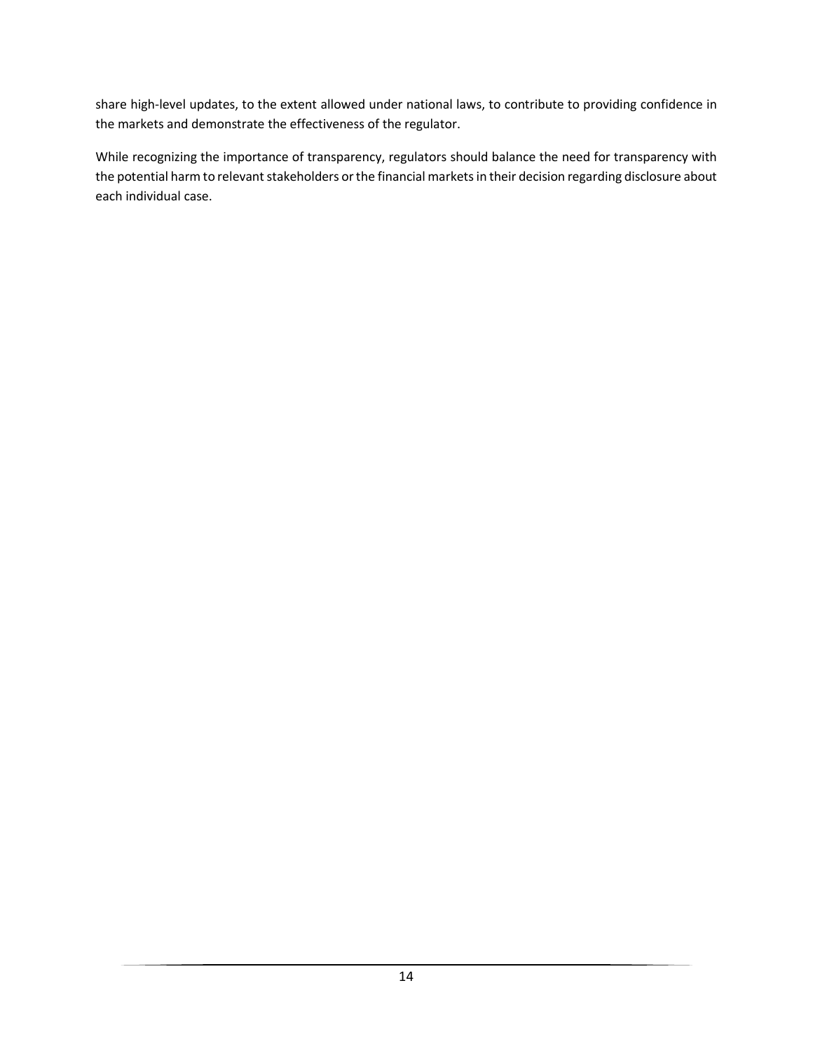share high-level updates, to the extent allowed under national laws, to contribute to providing confidence in the markets and demonstrate the effectiveness of the regulator.

While recognizing the importance of transparency, regulators should balance the need for transparency with the potential harm to relevant stakeholders or the financial markets in their decision regarding disclosure about each individual case.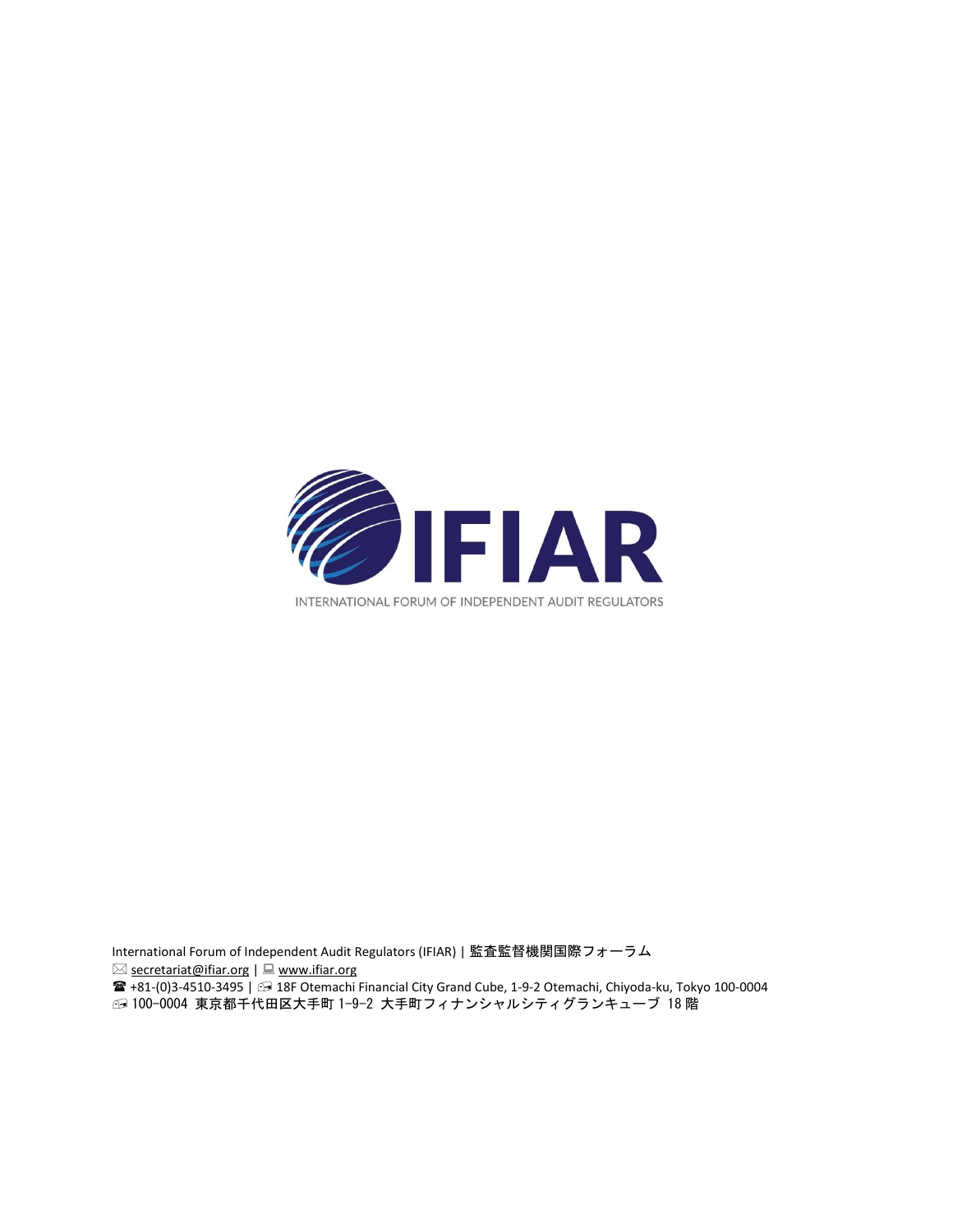IFIAR

INTERNATIONAL FORUM OF INDEPENDENT AUDIT REGULATORS

International Forum of Independent Audit Regulators (IFIAR) | 監査監督機関国際フォーラム

✉ secretariat@ifiar.org | 💻 www.ifiar.org

☎ +81-(0)3-4510-3495 | 18F Otemachi Financial City Grand Cube, 1-9-2 Otemachi, Chiyoda-ku, Tokyo 100-0004

100-0004 東京都千代田区大手町 1-9-2 大手町フィナンシャルシティグランキューブ 18 階